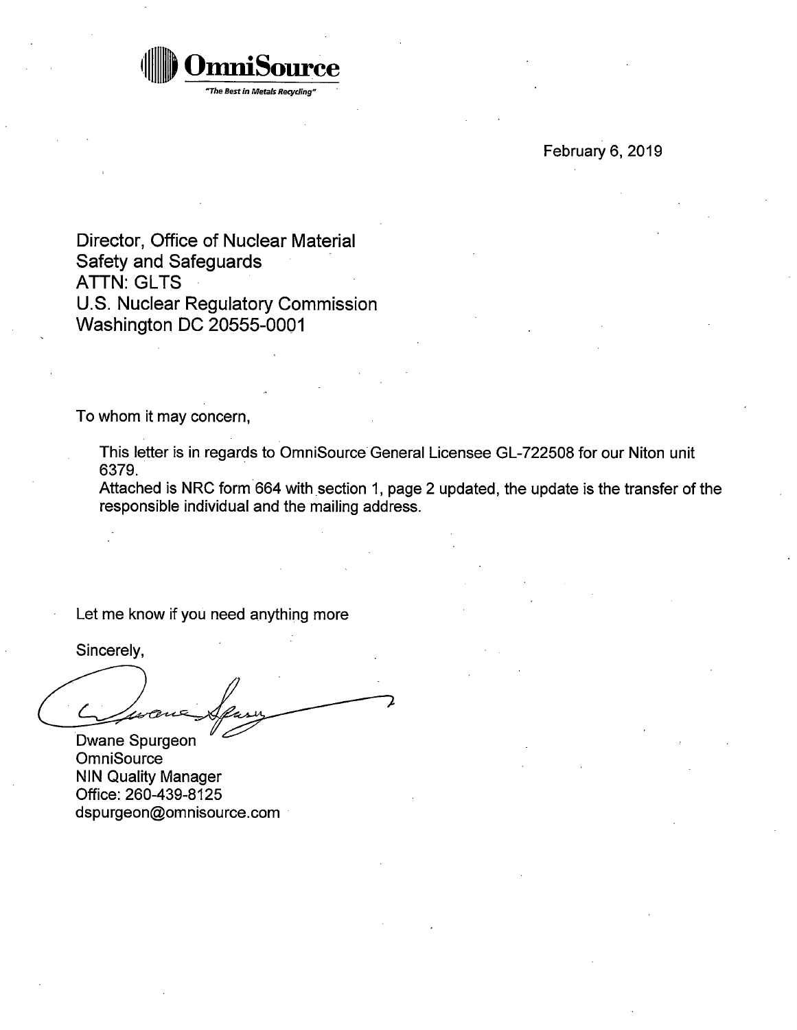**OmniSource**

*"The Best in Metals Recycling"*

February 6, 2019

Director, Office of Nuclear Material
Safety and Safeguards
ATTN: GLTS
U.S. Nuclear Regulatory Commission
Washington DC 20555-0001

To whom it may concern,

This letter is in regards to OmniSource General Licensee GL-722508 for our Niton unit 6379.
Attached is NRC form 664 with section 1, page 2 updated, the update is the transfer of the responsible individual and the mailing address.

Let me know if you need anything more

Sincerely,

Dwane Spurgeon
OmniSource
NIN Quality Manager
Office: 260-439-8125
dspurgeon@omnisource.com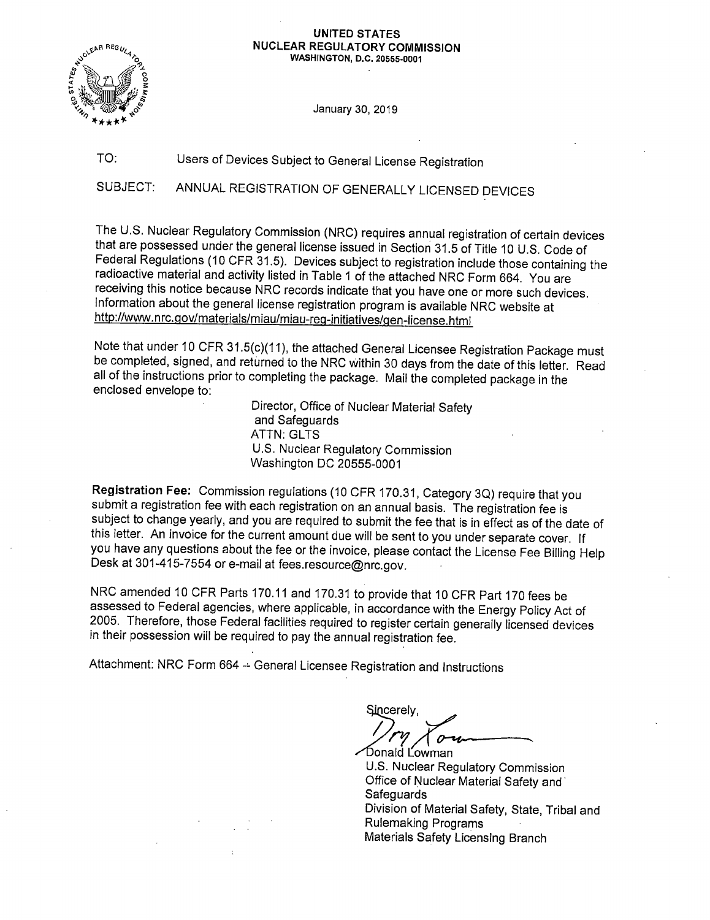**UNITED STATES**
**NUCLEAR REGULATORY COMMISSION**
**WASHINGTON, D.C. 20555-0001**

January 30, 2019

TO: Users of Devices Subject to General License Registration

SUBJECT: ANNUAL REGISTRATION OF GENERALLY LICENSED DEVICES

The U.S. Nuclear Regulatory Commission (NRC) requires annual registration of certain devices that are possessed under the general license issued in Section 31.5 of Title 10 U.S. Code of Federal Regulations (10 CFR 31.5). Devices subject to registration include those containing the radioactive material and activity listed in Table 1 of the attached NRC Form 664. You are receiving this notice because NRC records indicate that you have one or more such devices. Information about the general license registration program is available NRC website at http://www.nrc.gov/materials/miau/miau-reg-initiatives/gen-license.html

Note that under 10 CFR 31.5(c)(11), the attached General Licensee Registration Package must be completed, signed, and returned to the NRC within 30 days from the date of this letter. Read all of the instructions prior to completing the package. Mail the completed package in the enclosed envelope to:

Director, Office of Nuclear Material Safety
and Safeguards
ATTN: GLTS
U.S. Nuclear Regulatory Commission
Washington DC 20555-0001

**Registration Fee:** Commission regulations (10 CFR 170.31, Category 3Q) require that you submit a registration fee with each registration on an annual basis. The registration fee is subject to change yearly, and you are required to submit the fee that is in effect as of the date of this letter. An invoice for the current amount due will be sent to you under separate cover. If you have any questions about the fee or the invoice, please contact the License Fee Billing Help Desk at 301-415-7554 or e-mail at fees.resource@nrc.gov.

NRC amended 10 CFR Parts 170.11 and 170.31 to provide that 10 CFR Part 170 fees be assessed to Federal agencies, where applicable, in accordance with the Energy Policy Act of 2005. Therefore, those Federal facilities required to register certain generally licensed devices in their possession will be required to pay the annual registration fee.

Attachment: NRC Form 664 -- General Licensee Registration and Instructions

Sincerely,

Donald Lowman
U.S. Nuclear Regulatory Commission
Office of Nuclear Material Safety and Safeguards
Division of Material Safety, State, Tribal and Rulemaking Programs
Materials Safety Licensing Branch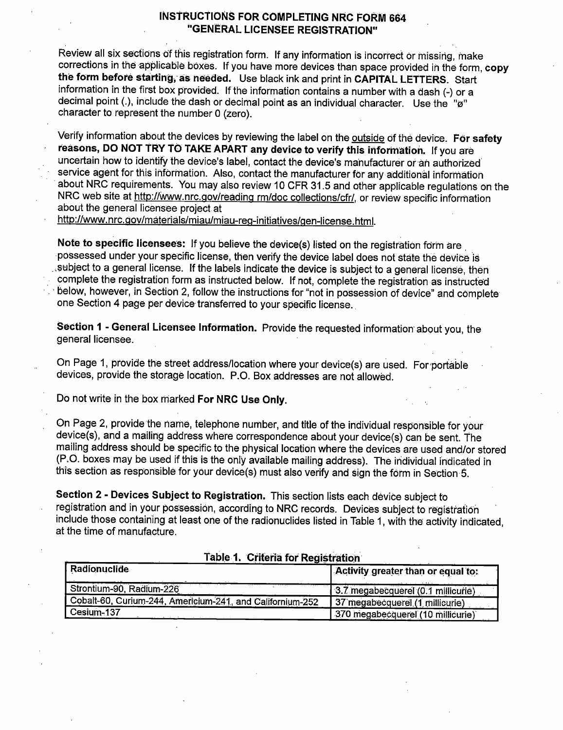# INSTRUCTIONS FOR COMPLETING NRC FORM 664 "GENERAL LICENSEE REGISTRATION"

Review all six sections of this registration form. If any information is incorrect or missing, make corrections in the applicable boxes. If you have more devices than space provided in the form, **copy the form before starting, as needed.** Use black ink and print in **CAPITAL LETTERS**. Start information in the first box provided. If the information contains a number with a dash (-) or a decimal point (.), include the dash or decimal point as an individual character. Use the "ø" character to represent the number 0 (zero).

Verify information about the devices by reviewing the label on the outside of the device. **For safety reasons, DO NOT TRY TO TAKE APART any device to verify this information.** If you are uncertain how to identify the device's label, contact the device's manufacturer or an authorized service agent for this information. Also, contact the manufacturer for any additional information about NRC requirements. You may also review 10 CFR 31.5 and other applicable regulations on the NRC web site at http://www.nrc.gov/reading rm/doc collections/cfr/, or review specific information about the general licensee project at http://www.nrc.gov/materials/miau/miau-reg-initiatives/gen-license.html.

**Note to specific licensees:** If you believe the device(s) listed on the registration form are possessed under your specific license, then verify the device label does not state the device is subject to a general license. If the labels indicate the device is subject to a general license, then complete the registration form as instructed below. If not, complete the registration as instructed below, however, in Section 2, follow the instructions for "not in possession of device" and complete one Section 4 page per device transferred to your specific license.

**Section 1 - General Licensee Information.** Provide the requested information about you, the general licensee.

On Page 1, provide the street address/location where your device(s) are used. For portable devices, provide the storage location. P.O. Box addresses are not allowed.

Do not write in the box marked **For NRC Use Only.**

On Page 2, provide the name, telephone number, and title of the individual responsible for your device(s), and a mailing address where correspondence about your device(s) can be sent. The mailing address should be specific to the physical location where the devices are used and/or stored (P.O. boxes may be used if this is the only available mailing address). The individual indicated in this section as responsible for your device(s) must also verify and sign the form in Section 5.

**Section 2 - Devices Subject to Registration.** This section lists each device subject to registration and in your possession, according to NRC records. Devices subject to registration include those containing at least one of the radionuclides listed in Table 1, with the activity indicated, at the time of manufacture.

**Table 1. Criteria for Registration**

| Radionuclide | Activity greater than or equal to: |
|---|---|
| Strontium-90, Radium-226 | 3.7 megabecquerel (0.1 millicurie) |
| Cobalt-60, Curium-244, Americium-241, and Californium-252 | 37 megabecquerel (1 millicurie) |
| Cesium-137 | 370 megabecquerel (10 millicurie) |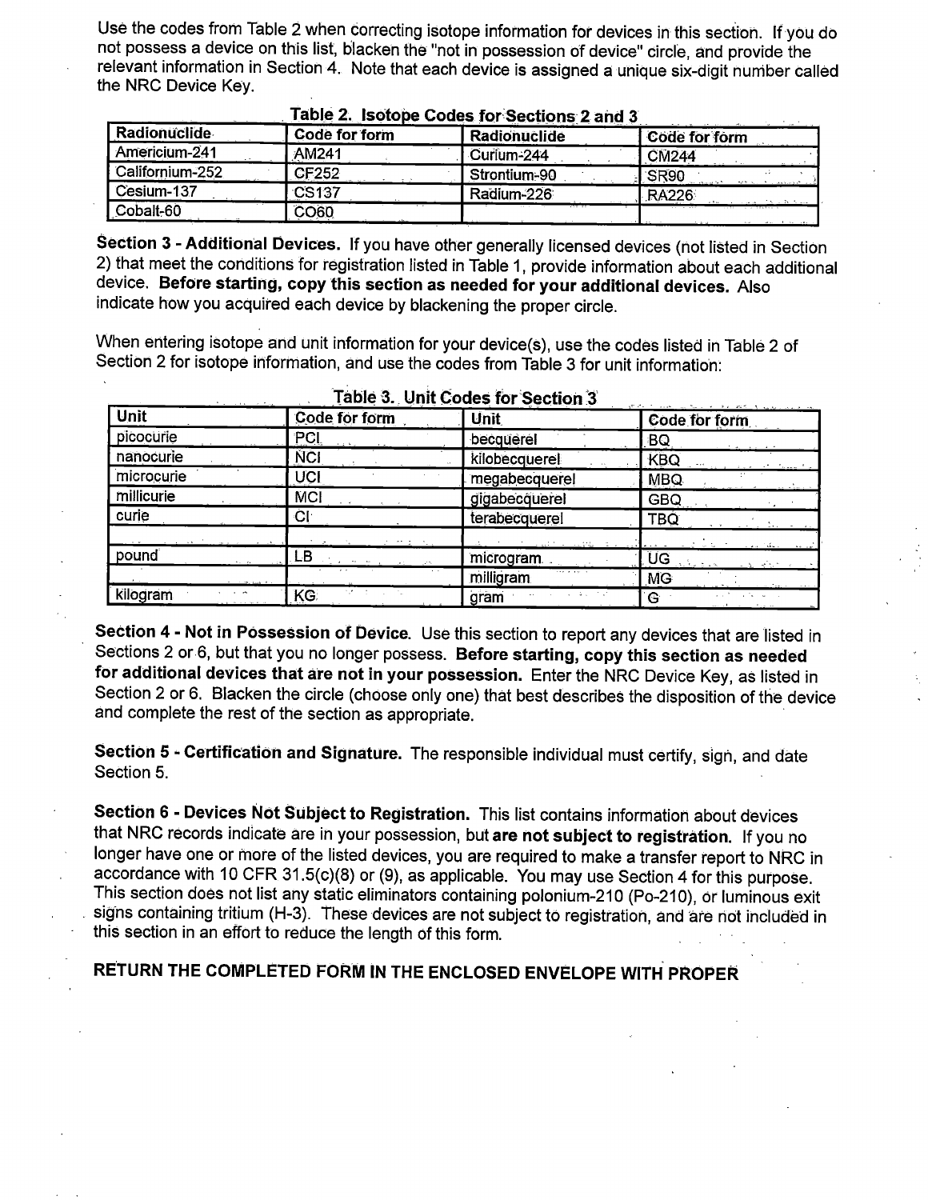Use the codes from Table 2 when correcting isotope information for devices in this section. If you do not possess a device on this list, blacken the "not in possession of device" circle, and provide the relevant information in Section 4. Note that each device is assigned a unique six-digit number called the NRC Device Key.

**Table 2. Isotope Codes for Sections 2 and 3**

| Radionuclide | Code for form | Radionuclide | Code for form |
|---|---|---|---|
| Americium-241 | AM241 | Curium-244 | CM244 |
| Californium-252 | CF252 | Strontium-90 | SR90 |
| Cesium-137 | CS137 | Radium-226 | RA226 |
| Cobalt-60 | CO60 | | |

**Section 3 - Additional Devices.** If you have other generally licensed devices (not listed in Section 2) that meet the conditions for registration listed in Table 1, provide information about each additional device. **Before starting, copy this section as needed for your additional devices.** Also indicate how you acquired each device by blackening the proper circle.

When entering isotope and unit information for your device(s), use the codes listed in Table 2 of Section 2 for isotope information, and use the codes from Table 3 for unit information:

**Table 3. Unit Codes for Section 3**

| Unit | Code for form | Unit | Code for form |
|---|---|---|---|
| picocurie | PCI | becquerel | BQ |
| nanocurie | NCI | kilobecquerel | KBQ |
| microcurie | UCI | megabecquerel | MBQ |
| millicurie | MCI | gigabecquerel | GBQ |
| curie | CI | terabecquerel | TBQ |
| | | | |
| pound | LB | microgram | UG |
| | | milligram | MG |
| kilogram | KG | gram | G |

**Section 4 - Not in Possession of Device.** Use this section to report any devices that are listed in Sections 2 or 6, but that you no longer possess. **Before starting, copy this section as needed for additional devices that are not in your possession.** Enter the NRC Device Key, as listed in Section 2 or 6. Blacken the circle (choose only one) that best describes the disposition of the device and complete the rest of the section as appropriate.

**Section 5 - Certification and Signature.** The responsible individual must certify, sign, and date Section 5.

**Section 6 - Devices Not Subject to Registration.** This list contains information about devices that NRC records indicate are in your possession, but **are not subject to registration.** If you no longer have one or more of the listed devices, you are required to make a transfer report to NRC in accordance with 10 CFR 31.5(c)(8) or (9), as applicable. You may use Section 4 for this purpose. This section does not list any static eliminators containing polonium-210 (Po-210), or luminous exit signs containing tritium (H-3). These devices are not subject to registration, and are not included in this section in an effort to reduce the length of this form.

**RETURN THE COMPLETED FORM IN THE ENCLOSED ENVELOPE WITH PROPER**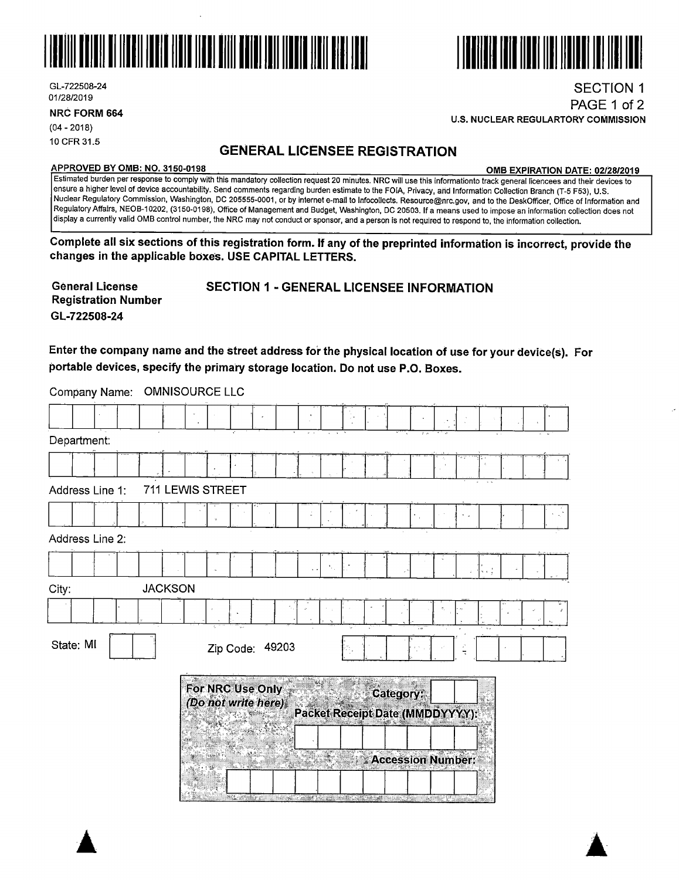GL-722508-24
01/28/2019

**NRC FORM 664**
(04 - 2018)
10 CFR 31.5

SECTION 1
PAGE 1 of 2
**U.S. NUCLEAR REGULARTORY COMMISSION**

# GENERAL LICENSEE REGISTRATION

**APPROVED BY OMB: NO. 3150-0198** **OMB EXPIRATION DATE: 02/28/2019**

Estimated burden per response to comply with this mandatory collection request 20 minutes. NRC will use this informationto track general licencees and their devices to ensure a higher level of device accountability. Send comments regarding burden estimate to the FOIA, Privacy, and Information Collection Branch (T-5 F53), U.S. Nuclear Regulatory Commission, Washington, DC 205555-0001, or by internet e-mail to Infocollects. Resource@nrc.gov, and to the DeskOfficer, Office of Information and Regulatory Affairs, NEOB-10202, (3150-0198), Office of Management and Budget, Washington, DC 20503. If a means used to impose an information collection does not display a currently valid OMB control number, the NRC may not conduct or sponsor, and a person is not required to respond to, the information collection.

**Complete all six sections of this registration form. If any of the preprinted information is incorrect, provide the changes in the applicable boxes. USE CAPITAL LETTERS.**

**General License Registration Number**
**GL-722508-24**

## SECTION 1 - GENERAL LICENSEE INFORMATION

**Enter the company name and the street address for the physical location of use for your device(s). For portable devices, specify the primary storage location. Do not use P.O. Boxes.**

Company Name: OMNISOURCE LLC

Department:

Address Line 1: 711 LEWIS STREET

Address Line 2:

City: JACKSON

State: MI Zip Code: 49203

**For NRC Use Only**
***(Do not write here)***

**Category:**

**Packet Receipt Date (MMDDYYYY):**

**Accession Number:**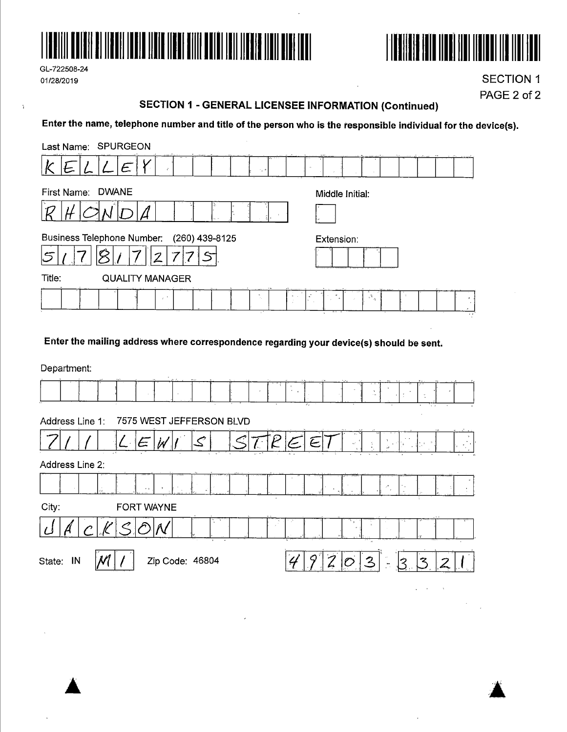GL-722508-24
01/28/2019

SECTION 1

## SECTION 1 - GENERAL LICENSEE INFORMATION (Continued)

**Enter the name, telephone number and title of the person who is the responsible individual for the device(s).**

Last Name: SPURGEON

KELLEY

First Name: DWANE

RHONDA

Middle Initial:

Business Telephone Number: (260) 439-8125

517 817 2775

Extension:

Title: QUALITY MANAGER

**Enter the mailing address where correspondence regarding your device(s) should be sent.**

Department:

Address Line 1: 7575 WEST JEFFERSON BLVD

711 LEWIS STREET

Address Line 2:

City: FORT WAYNE

JACKSON

State: IN

MI

Zip Code: 46804

49203 - 3321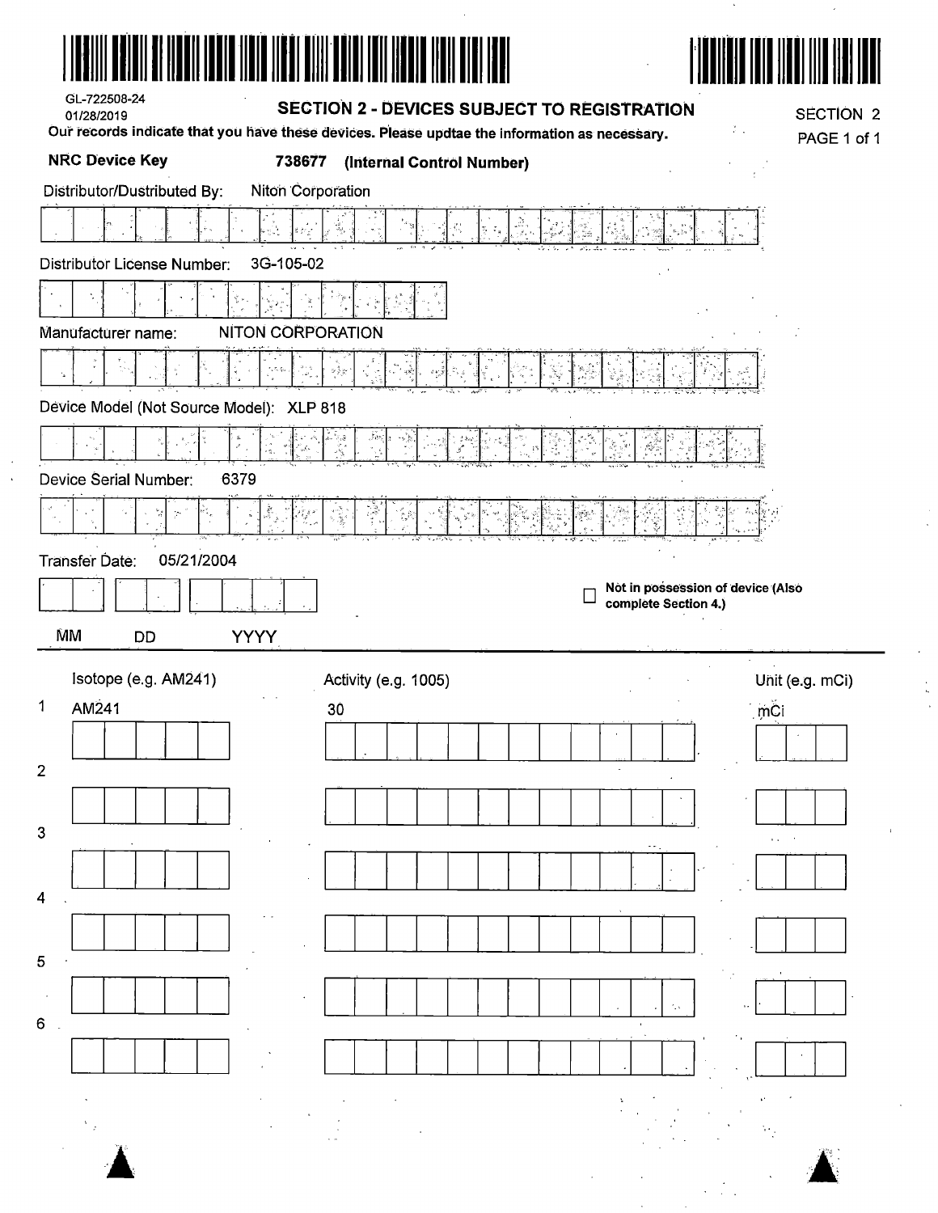GL-722508-24
01/28/2019

## SECTION 2 - DEVICES SUBJECT TO REGISTRATION

SECTION 2
PAGE 1 of 1

**Our records indicate that you have these devices. Please updtae the information as necessary.**

**NRC Device Key** **738677** **(Internal Control Number)**

Distributor/Dustributed By: Niton Corporation

Distributor License Number: 3G-105-02

Manufacturer name: NITON CORPORATION

Device Model (Not Source Model): **XLP 818**

Device Serial Number: 6379

Transfer Date: 05/21/2004

MM DD YYYY

☐ **Not in possession of device (Also complete Section 4.)**

| | Isotope (e.g. AM241) | Activity (e.g. 1005) | Unit (e.g. mCi) |
|---|---|---|---|
| 1 | AM241 | 30 | mCi |
| 2 | | | |
| 3 | | | |
| 4 | | | |
| 5 | | | |
| 6 | | | |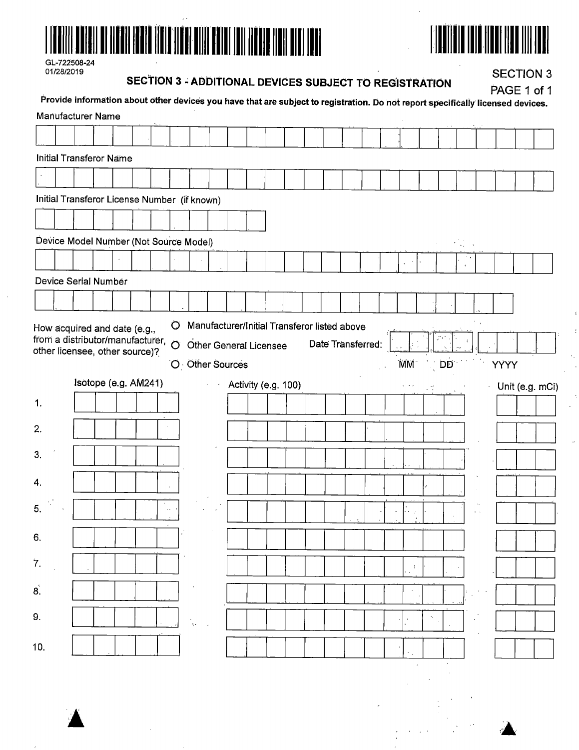GL-722508-24
01/28/2019

## SECTION 3 - ADDITIONAL DEVICES SUBJECT TO REGISTRATION

SECTION 3
PAGE 1 of 1

**Provide information about other devices you have that are subject to registration. Do not report specifically licensed devices.**

Manufacturer Name

Initial Transferor Name

Initial Transferor License Number (if known)

Device Model Number (Not Source Model)

Device Serial Number

How acquired and date (e.g., from a distributor/manufacturer, other licensee, other source)?

- O Manufacturer/Initial Transferor listed above
- O Other General Licensee
- O Other Sources

Date Transferred: MM DD YYYY

| | Isotope (e.g. AM241) | Activity (e.g. 100) | Unit (e.g. mCi) |
|---|---|---|---|
| 1. | | | |
| 2. | | | |
| 3. | | | |
| 4. | | | |
| 5. | | | |
| 6. | | | |
| 7. | | | |
| 8. | | | |
| 9. | | | |
| 10. | | | |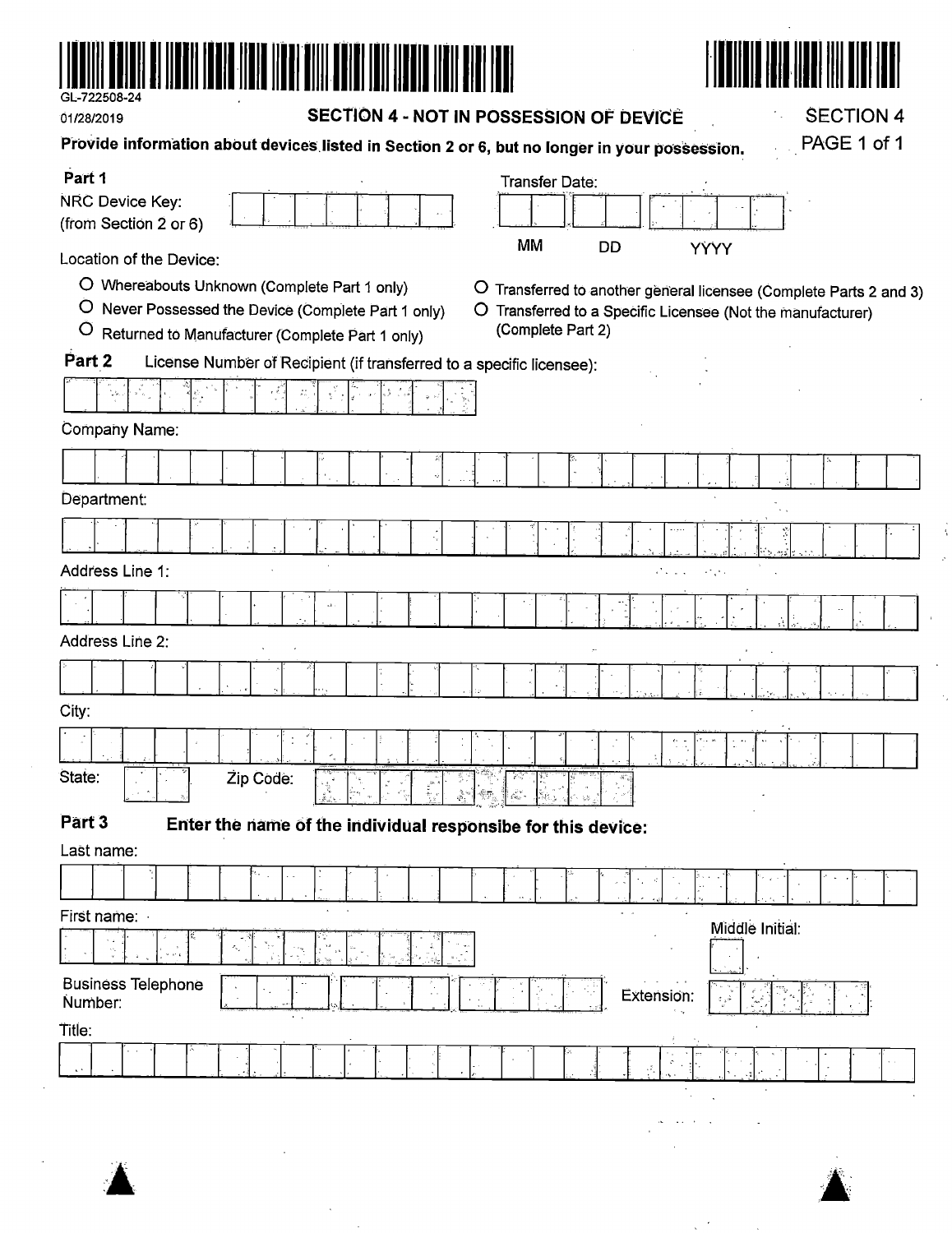GL-722508-24

01/28/2019

## SECTION 4 - NOT IN POSSESSION OF DEVICE

SECTION 4
PAGE 1 of 1

**Provide information about devices listed in Section 2 or 6, but no longer in your possession.**

### Part 1

NRC Device Key: (from Section 2 or 6) ______________

Transfer Date: ____ ____ ______
MM DD YYYY

Location of the Device:

- ○ Whereabouts Unknown (Complete Part 1 only)
- ○ Never Possessed the Device (Complete Part 1 only)
- ○ Returned to Manufacturer (Complete Part 1 only)
- ○ Transferred to another general licensee (Complete Parts 2 and 3)
- ○ Transferred to a Specific Licensee (Not the manufacturer) (Complete Part 2)

### Part 2

License Number of Recipient (if transferred to a specific licensee): ______________

Company Name: ______________

Department: ______________

Address Line 1: ______________

Address Line 2: ______________

City: ______________

State: ____ Zip Code: ______________

### Part 3

**Enter the name of the individual responsibe for this device:**

Last name: ______________

First name: ______________ Middle Initial: ____

Business Telephone Number: ______________ Extension: ______

Title: ______________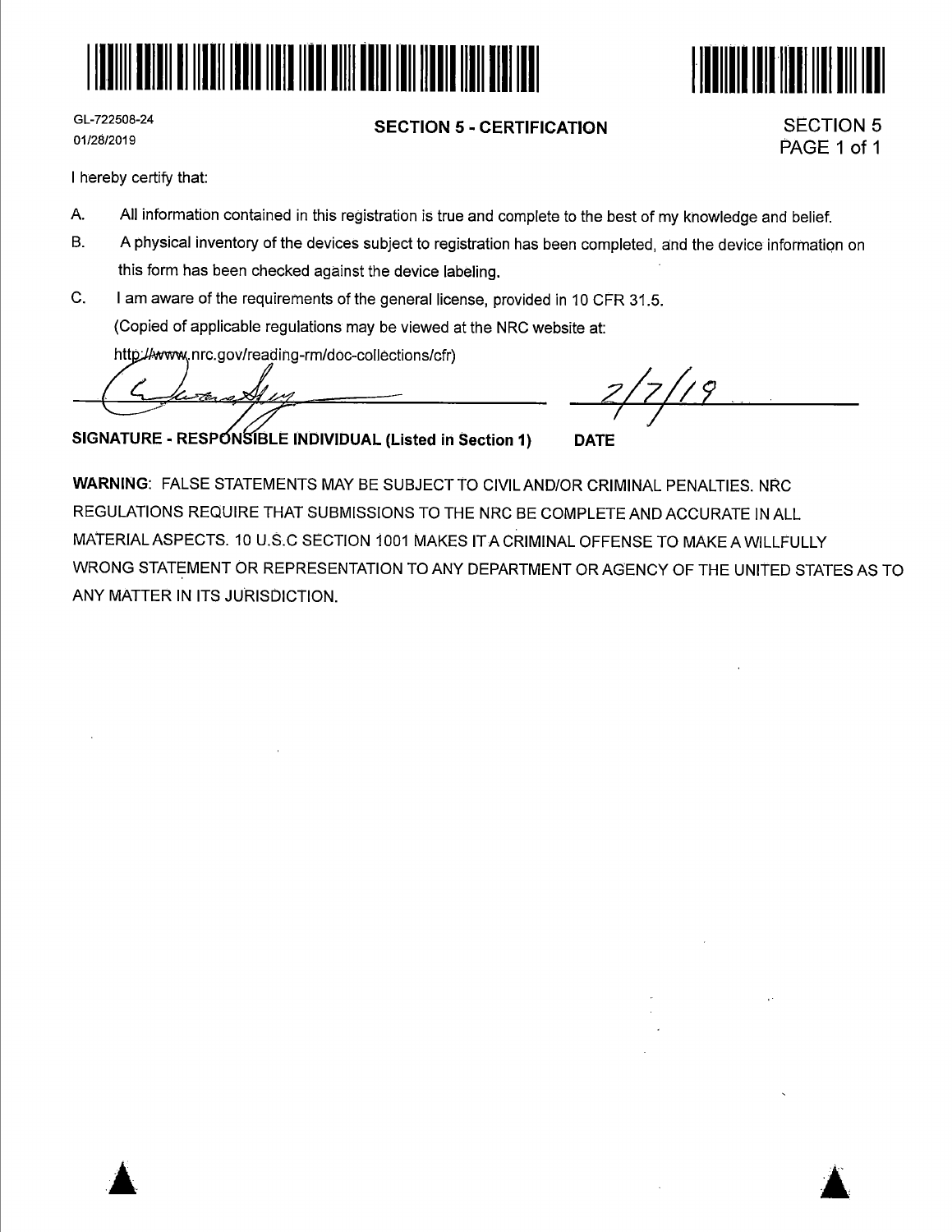GL-722508-24
01/28/2019

## SECTION 5 - CERTIFICATION

SECTION 5
PAGE 1 of 1

I hereby certify that:

A. All information contained in this registration is true and complete to the best of my knowledge and belief.

B. A physical inventory of the devices subject to registration has been completed, and the device information on this form has been checked against the device labeling.

C. I am aware of the requirements of the general license, provided in 10 CFR 31.5.
(Copied of applicable regulations may be viewed at the NRC website at:
http://www.nrc.gov/reading-rm/doc-collections/cfr)

[signature] 2/7/19

**SIGNATURE - RESPONSIBLE INDIVIDUAL (Listed in Section 1)** **DATE**

**WARNING**: FALSE STATEMENTS MAY BE SUBJECT TO CIVIL AND/OR CRIMINAL PENALTIES. NRC REGULATIONS REQUIRE THAT SUBMISSIONS TO THE NRC BE COMPLETE AND ACCURATE IN ALL MATERIAL ASPECTS. 10 U.S.C SECTION 1001 MAKES IT A CRIMINAL OFFENSE TO MAKE A WILLFULLY WRONG STATEMENT OR REPRESENTATION TO ANY DEPARTMENT OR AGENCY OF THE UNITED STATES AS TO ANY MATTER IN ITS JURISDICTION.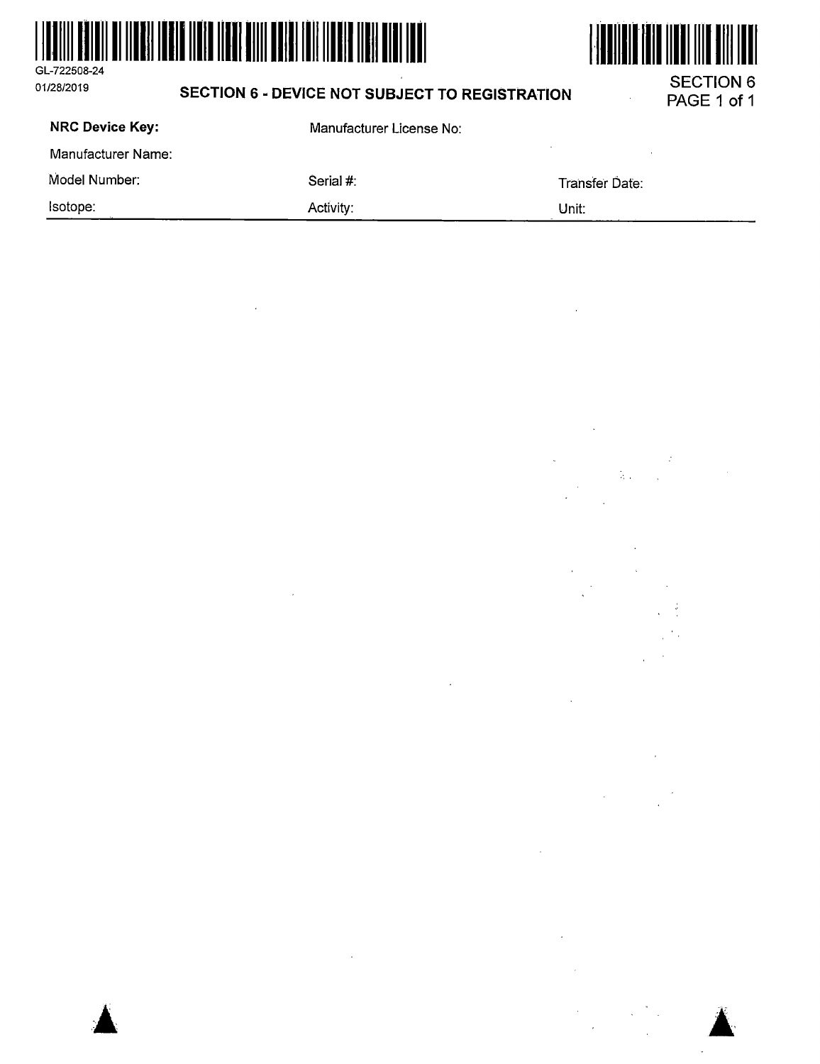GL-722508-24

01/28/2019

## SECTION 6 - DEVICE NOT SUBJECT TO REGISTRATION

SECTION 6

| | | |
|---|---|---|
| **NRC Device Key:** | Manufacturer License No: | |
| Manufacturer Name: | | |
| Model Number: | Serial #: | Transfer Date: |
| Isotope: | Activity: | Unit: |